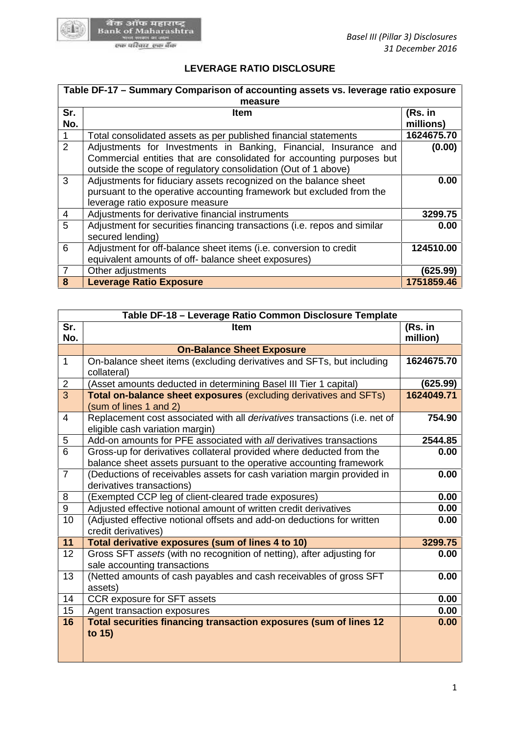# LEVERAGE RATIO DISCLOSURE

| Table DF-17 – Summary Comparison of accounting assets vs. leverage ratio exposure measure | | |
|---|---|---|
| **Sr. No.** | **Item** | **(Rs. in millions)** |
| 1 | Total consolidated assets as per published financial statements | **1624675.70** |
| 2 | Adjustments for Investments in Banking, Financial, Insurance and Commercial entities that are consolidated for accounting purposes but outside the scope of regulatory consolidation (Out of 1 above) | **(0.00)** |
| 3 | Adjustments for fiduciary assets recognized on the balance sheet pursuant to the operative accounting framework but excluded from the leverage ratio exposure measure | **0.00** |
| 4 | Adjustments for derivative financial instruments | **3299.75** |
| 5 | Adjustment for securities financing transactions (i.e. repos and similar secured lending) | **0.00** |
| 6 | Adjustment for off-balance sheet items (i.e. conversion to credit equivalent amounts of off- balance sheet exposures) | **124510.00** |
| 7 | Other adjustments | **(625.99)** |
| **8** | **Leverage Ratio Exposure** | **1751859.46** |

| Table DF-18 – Leverage Ratio Common Disclosure Template | | |
|---|---|---|
| **Sr. No.** | **Item** | **(Rs. in million)** |
| | **On-Balance Sheet Exposure** | |
| 1 | On-balance sheet items (excluding derivatives and SFTs, but including collateral) | **1624675.70** |
| 2 | (Asset amounts deducted in determining Basel III Tier 1 capital) | **(625.99)** |
| 3 | **Total on-balance sheet exposures** (excluding derivatives and SFTs) (sum of lines 1 and 2) | **1624049.71** |
| 4 | Replacement cost associated with all *derivatives* transactions (i.e. net of eligible cash variation margin) | **754.90** |
| 5 | Add-on amounts for PFE associated with *all* derivatives transactions | **2544.85** |
| 6 | Gross-up for derivatives collateral provided where deducted from the balance sheet assets pursuant to the operative accounting framework | **0.00** |
| 7 | (Deductions of receivables assets for cash variation margin provided in derivatives transactions) | **0.00** |
| 8 | (Exempted CCP leg of client-cleared trade exposures) | **0.00** |
| 9 | Adjusted effective notional amount of written credit derivatives | **0.00** |
| 10 | (Adjusted effective notional offsets and add-on deductions for written credit derivatives) | **0.00** |
| **11** | **Total derivative exposures (sum of lines 4 to 10)** | **3299.75** |
| 12 | Gross SFT *assets* (with no recognition of netting), after adjusting for sale accounting transactions | **0.00** |
| 13 | (Netted amounts of cash payables and cash receivables of gross SFT assets) | **0.00** |
| 14 | CCR exposure for SFT assets | **0.00** |
| 15 | Agent transaction exposures | **0.00** |
| **16** | **Total securities financing transaction exposures (sum of lines 12 to 15)** | **0.00** |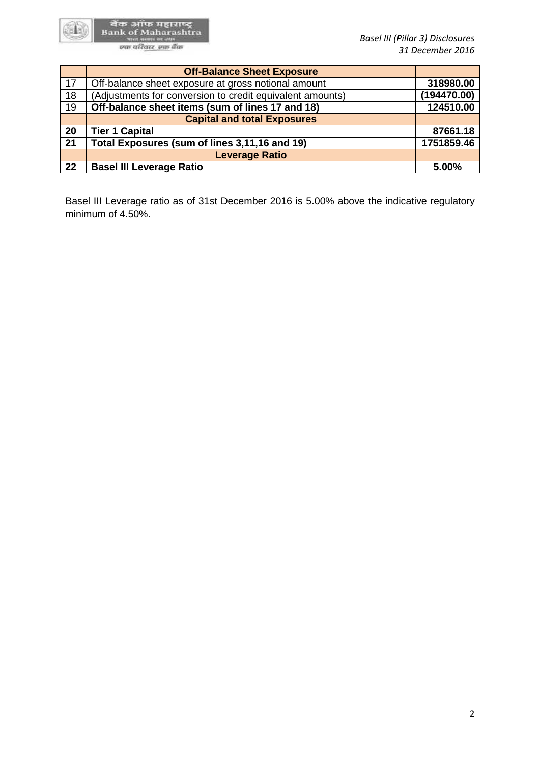| | | |
|---|---|---|
| | **Off-Balance Sheet Exposure** | |
| 17 | Off-balance sheet exposure at gross notional amount | **318980.00** |
| 18 | (Adjustments for conversion to credit equivalent amounts) | **(194470.00)** |
| 19 | **Off-balance sheet items (sum of lines 17 and 18)** | **124510.00** |
| | **Capital and total Exposures** | |
| **20** | **Tier 1 Capital** | **87661.18** |
| **21** | **Total Exposures (sum of lines 3,11,16 and 19)** | **1751859.46** |
| | **Leverage Ratio** | |
| **22** | **Basel III Leverage Ratio** | **5.00%** |

Basel III Leverage ratio as of 31st December 2016 is 5.00% above the indicative regulatory minimum of 4.50%.